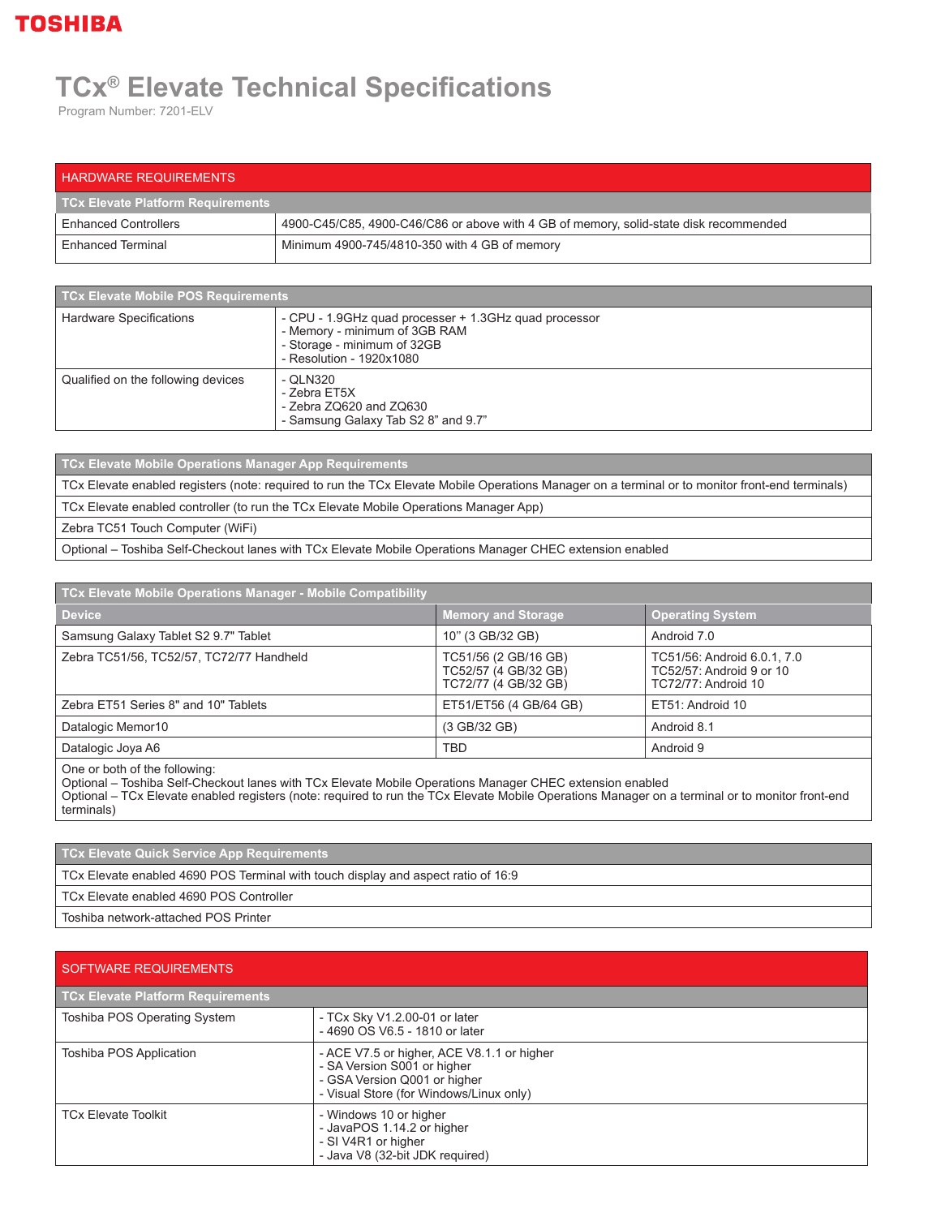# TCx® Elevate Technical Specifications

Program Number: 7201-ELV

## HARDWARE REQUIREMENTS

| TCx Elevate Platform Requirements | |
|---|---|
| Enhanced Controllers | 4900-C45/C85, 4900-C46/C86 or above with 4 GB of memory, solid-state disk recommended |
| Enhanced Terminal | Minimum 4900-745/4810-350 with 4 GB of memory |

| TCx Elevate Mobile POS Requirements | |
|---|---|
| Hardware Specifications | - CPU - 1.9GHz quad processer + 1.3GHz quad processor<br>- Memory - minimum of 3GB RAM<br>- Storage - minimum of 32GB<br>- Resolution - 1920x1080 |
| Qualified on the following devices | - QLN320<br>- Zebra ET5X<br>- Zebra ZQ620 and ZQ630<br>- Samsung Galaxy Tab S2 8" and 9.7" |

| TCx Elevate Mobile Operations Manager App Requirements |
|---|
| TCx Elevate enabled registers (note: required to run the TCx Elevate Mobile Operations Manager on a terminal or to monitor front-end terminals) |
| TCx Elevate enabled controller (to run the TCx Elevate Mobile Operations Manager App) |
| Zebra TC51 Touch Computer (WiFi) |
| Optional – Toshiba Self-Checkout lanes with TCx Elevate Mobile Operations Manager CHEC extension enabled |

| TCx Elevate Mobile Operations Manager - Mobile Compatibility | | |
|---|---|---|
| **Device** | **Memory and Storage** | **Operating System** |
| Samsung Galaxy Tablet S2 9.7" Tablet | 10" (3 GB/32 GB) | Android 7.0 |
| Zebra TC51/56, TC52/57, TC72/77 Handheld | TC51/56 (2 GB/16 GB)<br>TC52/57 (4 GB/32 GB)<br>TC72/77 (4 GB/32 GB) | TC51/56: Android 6.0.1, 7.0<br>TC52/57: Android 9 or 10<br>TC72/77: Android 10 |
| Zebra ET51 Series 8" and 10" Tablets | ET51/ET56 (4 GB/64 GB) | ET51: Android 10 |
| Datalogic Memor10 | (3 GB/32 GB) | Android 8.1 |
| Datalogic Joya A6 | TBD | Android 9 |
| One or both of the following:<br>Optional – Toshiba Self-Checkout lanes with TCx Elevate Mobile Operations Manager CHEC extension enabled<br>Optional – TCx Elevate enabled registers (note: required to run the TCx Elevate Mobile Operations Manager on a terminal or to monitor front-end terminals) | | |

| TCx Elevate Quick Service App Requirements |
|---|
| TCx Elevate enabled 4690 POS Terminal with touch display and aspect ratio of 16:9 |
| TCx Elevate enabled 4690 POS Controller |
| Toshiba network-attached POS Printer |

## SOFTWARE REQUIREMENTS

| TCx Elevate Platform Requirements | |
|---|---|
| Toshiba POS Operating System | - TCx Sky V1.2.00-01 or later<br>- 4690 OS V6.5 - 1810 or later |
| Toshiba POS Application | - ACE V7.5 or higher, ACE V8.1.1 or higher<br>- SA Version S001 or higher<br>- GSA Version Q001 or higher<br>- Visual Store (for Windows/Linux only) |
| TCx Elevate Toolkit | - Windows 10 or higher<br>- JavaPOS 1.14.2 or higher<br>- SI V4R1 or higher<br>- Java V8 (32-bit JDK required) |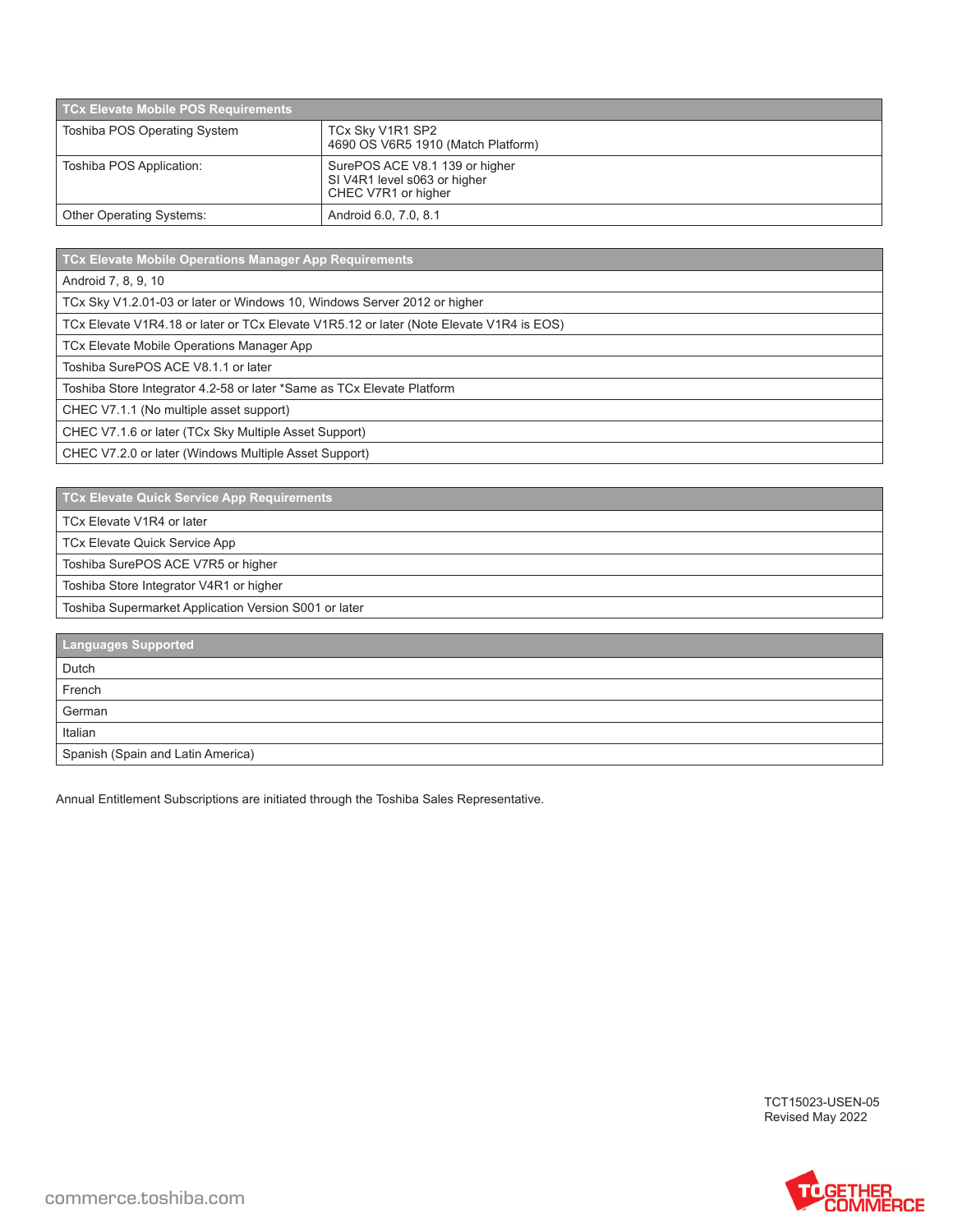| TCx Elevate Mobile POS Requirements | |
|---|---|
| Toshiba POS Operating System | TCx Sky V1R1 SP2<br>4690 OS V6R5 1910 (Match Platform) |
| Toshiba POS Application: | SurePOS ACE V8.1 139 or higher<br>SI V4R1 level s063 or higher<br>CHEC V7R1 or higher |
| Other Operating Systems: | Android 6.0, 7.0, 8.1 |

| TCx Elevate Mobile Operations Manager App Requirements |
|---|
| Android 7, 8, 9, 10 |
| TCx Sky V1.2.01-03 or later or Windows 10, Windows Server 2012 or higher |
| TCx Elevate V1R4.18 or later or TCx Elevate V1R5.12 or later (Note Elevate V1R4 is EOS) |
| TCx Elevate Mobile Operations Manager App |
| Toshiba SurePOS ACE V8.1.1 or later |
| Toshiba Store Integrator 4.2-58 or later *Same as TCx Elevate Platform |
| CHEC V7.1.1 (No multiple asset support) |
| CHEC V7.1.6 or later (TCx Sky Multiple Asset Support) |
| CHEC V7.2.0 or later (Windows Multiple Asset Support) |

| TCx Elevate Quick Service App Requirements |
|---|
| TCx Elevate V1R4 or later |
| TCx Elevate Quick Service App |
| Toshiba SurePOS ACE V7R5 or higher |
| Toshiba Store Integrator V4R1 or higher |
| Toshiba Supermarket Application Version S001 or later |

| Languages Supported |
|---|
| Dutch |
| French |
| German |
| Italian |
| Spanish (Spain and Latin America) |

Annual Entitlement Subscriptions are initiated through the Toshiba Sales Representative.

TCT15023-USEN-05
Revised May 2022

commerce.toshiba.com

TOGETHER COMMERCE